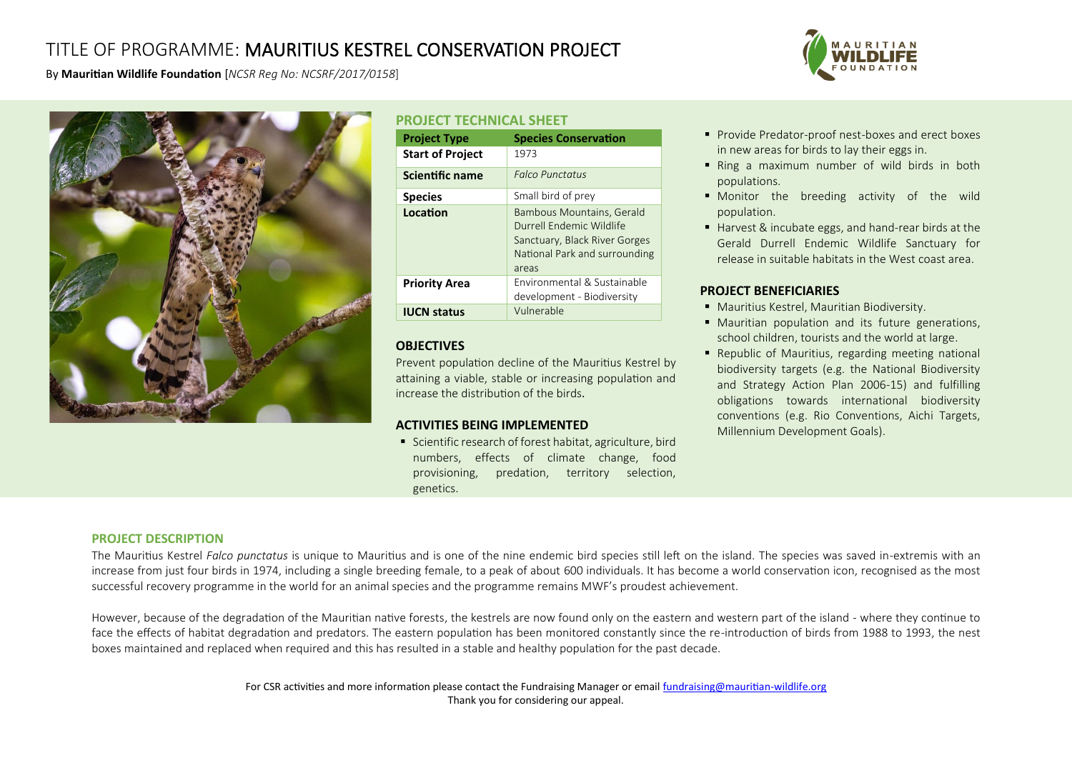# TITLE OF PROGRAMME: MAURITIUS KESTREL CONSERVATION PROJECT

By **Mauritian Wildlife Foundation** [*NCSR Reg No: NCSRF/2017/0158*]

## PROJECT TECHNICAL SHEET

| **Project Type** | **Species Conservation** |
|---|---|
| **Start of Project** | 1973 |
| **Scientific name** | *Falco Punctatus* |
| **Species** | Small bird of prey |
| **Location** | Bambous Mountains, Gerald Durrell Endemic Wildlife Sanctuary, Black River Gorges National Park and surrounding areas |
| **Priority Area** | Environmental & Sustainable development - Biodiversity |
| **IUCN status** | Vulnerable |

## OBJECTIVES

Prevent population decline of the Mauritius Kestrel by attaining a viable, stable or increasing population and increase the distribution of the birds.

## ACTIVITIES BEING IMPLEMENTED

- Scientific research of forest habitat, agriculture, bird numbers, effects of climate change, food provisioning, predation, territory selection, genetics.
- Provide Predator-proof nest-boxes and erect boxes in new areas for birds to lay their eggs in.
- Ring a maximum number of wild birds in both populations.
- Monitor the breeding activity of the wild population.
- Harvest & incubate eggs, and hand-rear birds at the Gerald Durrell Endemic Wildlife Sanctuary for release in suitable habitats in the West coast area.

## PROJECT BENEFICIARIES

- Mauritius Kestrel, Mauritian Biodiversity.
- Mauritian population and its future generations, school children, tourists and the world at large.
- Republic of Mauritius, regarding meeting national biodiversity targets (e.g. the National Biodiversity and Strategy Action Plan 2006-15) and fulfilling obligations towards international biodiversity conventions (e.g. Rio Conventions, Aichi Targets, Millennium Development Goals).

## PROJECT DESCRIPTION

The Mauritius Kestrel *Falco punctatus* is unique to Mauritius and is one of the nine endemic bird species still left on the island. The species was saved in-extremis with an increase from just four birds in 1974, including a single breeding female, to a peak of about 600 individuals. It has become a world conservation icon, recognised as the most successful recovery programme in the world for an animal species and the programme remains MWF's proudest achievement.

However, because of the degradation of the Mauritian native forests, the kestrels are now found only on the eastern and western part of the island - where they continue to face the effects of habitat degradation and predators. The eastern population has been monitored constantly since the re-introduction of birds from 1988 to 1993, the nest boxes maintained and replaced when required and this has resulted in a stable and healthy population for the past decade.

For CSR activities and more information please contact the Fundraising Manager or email fundraising@mauritian-wildlife.org
Thank you for considering our appeal.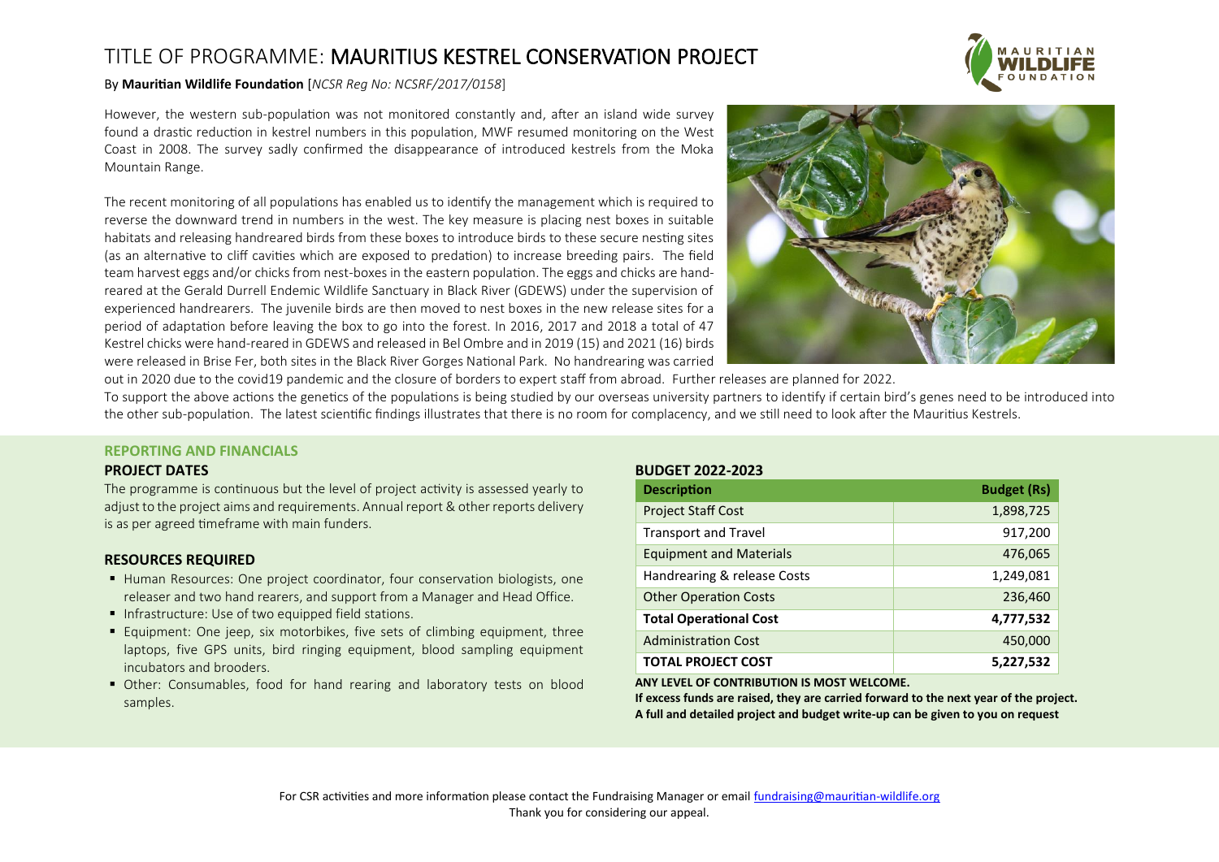# TITLE OF PROGRAMME: MAURITIUS KESTREL CONSERVATION PROJECT

By **Mauritian Wildlife Foundation** [*NCSR Reg No: NCSRF/2017/0158*]

However, the western sub-population was not monitored constantly and, after an island wide survey found a drastic reduction in kestrel numbers in this population, MWF resumed monitoring on the West Coast in 2008. The survey sadly confirmed the disappearance of introduced kestrels from the Moka Mountain Range.

The recent monitoring of all populations has enabled us to identify the management which is required to reverse the downward trend in numbers in the west. The key measure is placing nest boxes in suitable habitats and releasing handreared birds from these boxes to introduce birds to these secure nesting sites (as an alternative to cliff cavities which are exposed to predation) to increase breeding pairs. The field team harvest eggs and/or chicks from nest-boxes in the eastern population. The eggs and chicks are hand-reared at the Gerald Durrell Endemic Wildlife Sanctuary in Black River (GDEWS) under the supervision of experienced handrearers. The juvenile birds are then moved to nest boxes in the new release sites for a period of adaptation before leaving the box to go into the forest. In 2016, 2017 and 2018 a total of 47 Kestrel chicks were hand-reared in GDEWS and released in Bel Ombre and in 2019 (15) and 2021 (16) birds were released in Brise Fer, both sites in the Black River Gorges National Park. No handrearing was carried out in 2020 due to the covid19 pandemic and the closure of borders to expert staff from abroad. Further releases are planned for 2022.

To support the above actions the genetics of the populations is being studied by our overseas university partners to identify if certain bird's genes need to be introduced into the other sub-population. The latest scientific findings illustrates that there is no room for complacency, and we still need to look after the Mauritius Kestrels.

## REPORTING AND FINANCIALS

### PROJECT DATES

The programme is continuous but the level of project activity is assessed yearly to adjust to the project aims and requirements. Annual report & other reports delivery is as per agreed timeframe with main funders.

### RESOURCES REQUIRED

- Human Resources: One project coordinator, four conservation biologists, one releaser and two hand rearers, and support from a Manager and Head Office.
- Infrastructure: Use of two equipped field stations.
- Equipment: One jeep, six motorbikes, five sets of climbing equipment, three laptops, five GPS units, bird ringing equipment, blood sampling equipment incubators and brooders.
- Other: Consumables, food for hand rearing and laboratory tests on blood samples.

### BUDGET 2022-2023

| Description | Budget (Rs) |
|---|---:|
| Project Staff Cost | 1,898,725 |
| Transport and Travel | 917,200 |
| Equipment and Materials | 476,065 |
| Handrearing & release Costs | 1,249,081 |
| Other Operation Costs | 236,460 |
| **Total Operational Cost** | **4,777,532** |
| Administration Cost | 450,000 |
| **TOTAL PROJECT COST** | **5,227,532** |

**ANY LEVEL OF CONTRIBUTION IS MOST WELCOME.**

**If excess funds are raised, they are carried forward to the next year of the project.**

**A full and detailed project and budget write-up can be given to you on request**

For CSR activities and more information please contact the Fundraising Manager or email fundraising@mauritian-wildlife.org

Thank you for considering our appeal.